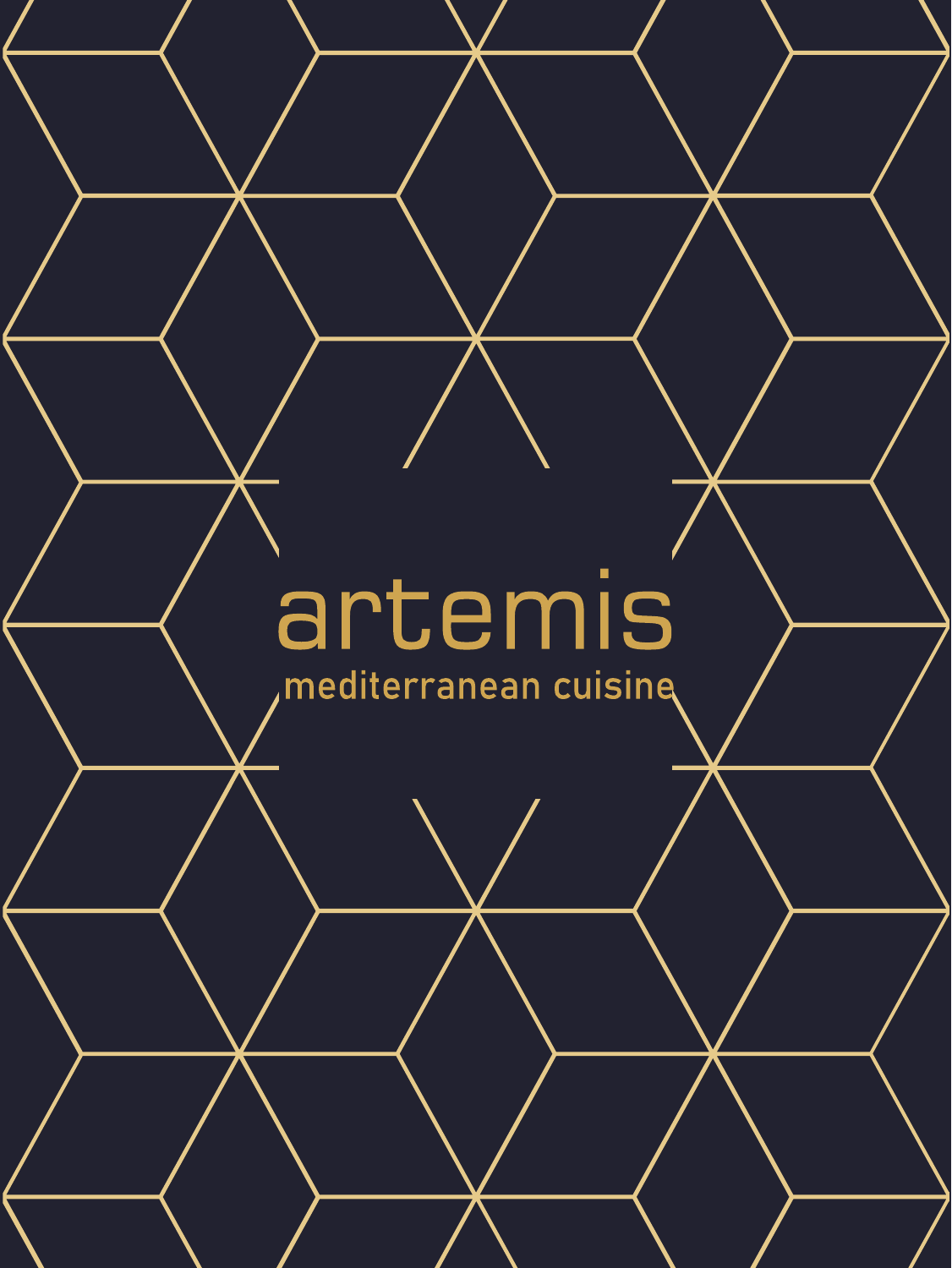# artemis

mediterranean cuisine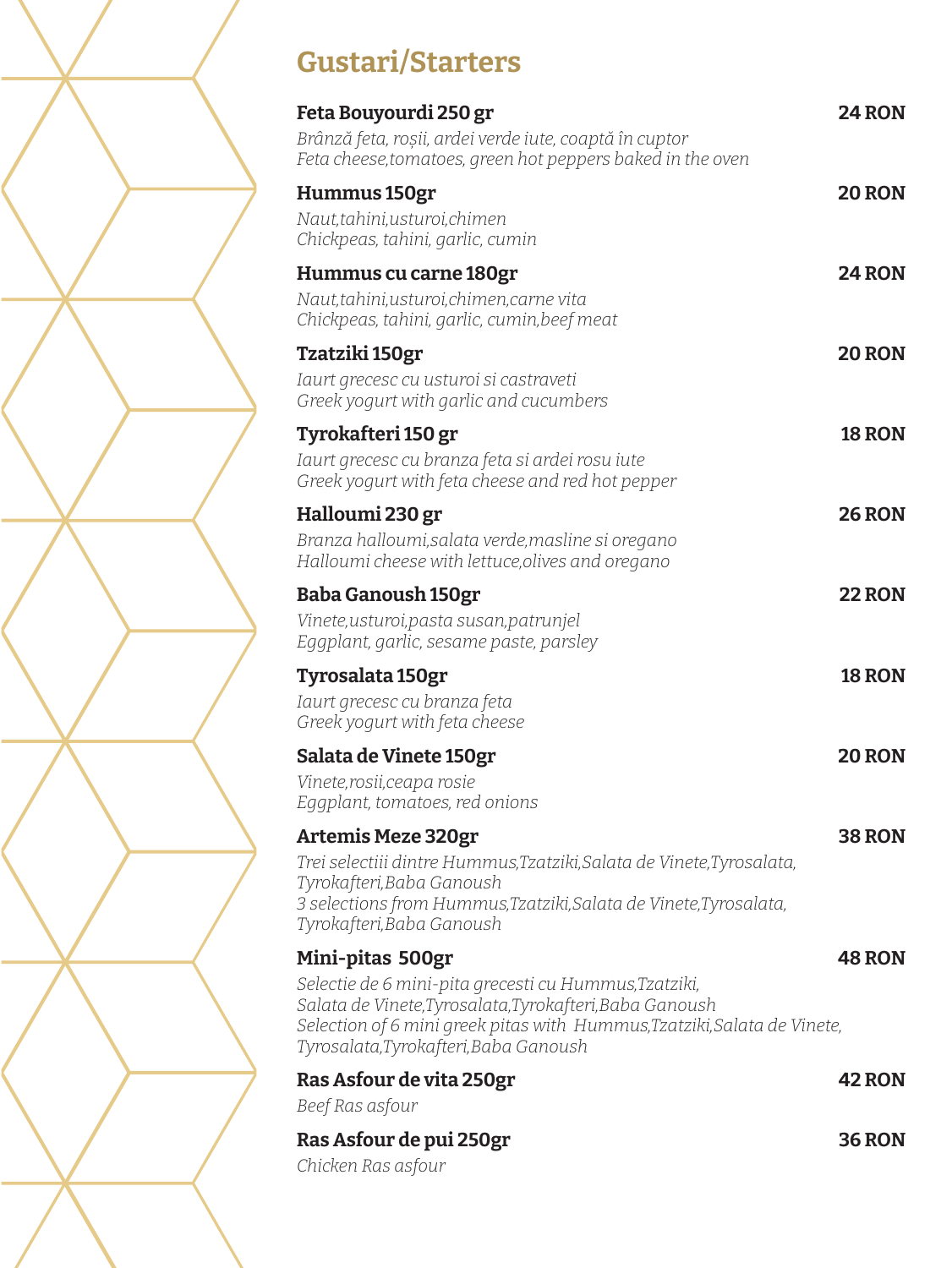## Gustari/Starters

**Feta Bouyourdi 250 gr** **24 RON**

*Brânză feta, roșii, ardei verde iute, coaptă în cuptor*
*Feta cheese,tomatoes, green hot peppers baked in the oven*

**Hummus 150gr** **20 RON**

*Naut,tahini,usturoi,chimen*
*Chickpeas, tahini, garlic, cumin*

**Hummus cu carne 180gr** **24 RON**

*Naut,tahini,usturoi,chimen,carne vita*
*Chickpeas, tahini, garlic, cumin,beef meat*

**Tzatziki 150gr** **20 RON**

*Iaurt grecesc cu usturoi si castraveti*
*Greek yogurt with garlic and cucumbers*

**Tyrokafteri 150 gr** **18 RON**

*Iaurt grecesc cu branza feta si ardei rosu iute*
*Greek yogurt with feta cheese and red hot pepper*

**Halloumi 230 gr** **26 RON**

*Branza halloumi,salata verde,masline si oregano*
*Halloumi cheese with lettuce,olives and oregano*

**Baba Ganoush 150gr** **22 RON**

*Vinete,usturoi,pasta susan,patrunjel*
*Eggplant, garlic, sesame paste, parsley*

**Tyrosalata 150gr** **18 RON**

*Iaurt grecesc cu branza feta*
*Greek yogurt with feta cheese*

**Salata de Vinete 150gr** **20 RON**

*Vinete,rosii,ceapa rosie*
*Eggplant, tomatoes, red onions*

**Artemis Meze 320gr** **38 RON**

*Trei selectiii dintre Hummus,Tzatziki,Salata de Vinete,Tyrosalata, Tyrokafteri,Baba Ganoush*
*3 selections from Hummus,Tzatziki,Salata de Vinete,Tyrosalata, Tyrokafteri,Baba Ganoush*

**Mini-pitas 500gr** **48 RON**

*Selectie de 6 mini-pita grecesti cu Hummus,Tzatziki, Salata de Vinete,Tyrosalata,Tyrokafteri,Baba Ganoush*
*Selection of 6 mini greek pitas with Hummus,Tzatziki,Salata de Vinete, Tyrosalata,Tyrokafteri,Baba Ganoush*

**Ras Asfour de vita 250gr** **42 RON**

*Beef Ras asfour*

**Ras Asfour de pui 250gr** **36 RON**

*Chicken Ras asfour*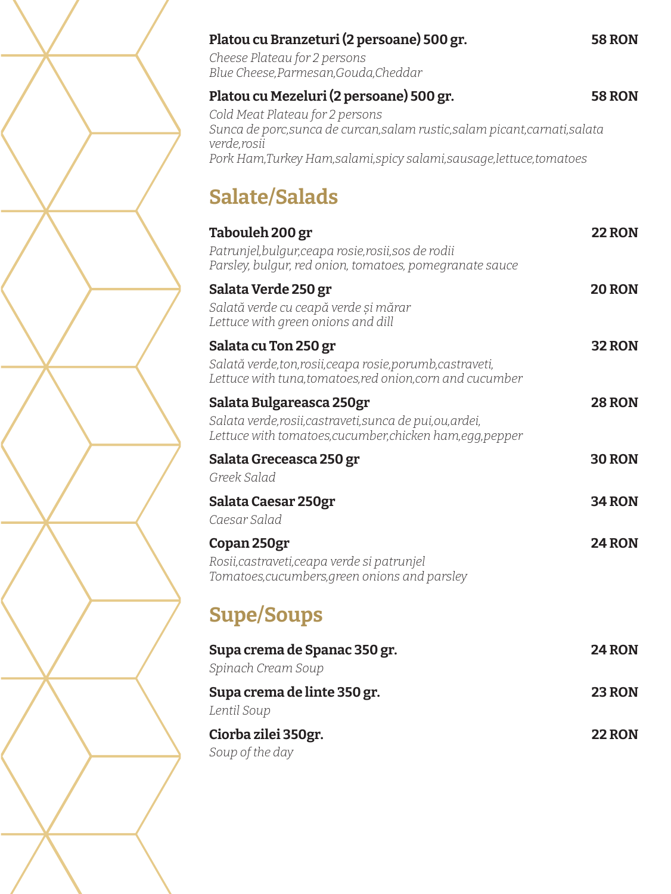**Platou cu Branzeturi (2 persoane) 500 gr.** **58 RON**

*Cheese Plateau for 2 persons*
*Blue Cheese,Parmesan,Gouda,Cheddar*

**Platou cu Mezeluri (2 persoane) 500 gr.** **58 RON**

*Cold Meat Plateau for 2 persons*
*Sunca de porc,sunca de curcan,salam rustic,salam picant,carnati,salata verde,rosii*
*Pork Ham,Turkey Ham,salami,spicy salami,sausage,lettuce,tomatoes*

## Salate/Salads

**Tabouleh 200 gr** **22 RON**

*Patrunjel,bulgur,ceapa rosie,rosii,sos de rodii*
*Parsley, bulgur, red onion, tomatoes, pomegranate sauce*

**Salata Verde 250 gr** **20 RON**

*Salată verde cu ceapă verde și mărar*
*Lettuce with green onions and dill*

**Salata cu Ton 250 gr** **32 RON**

*Salată verde,ton,rosii,ceapa rosie,porumb,castraveti,*
*Lettuce with tuna,tomatoes,red onion,corn and cucumber*

**Salata Bulgareasca 250gr** **28 RON**

*Salata verde,rosii,castraveti,sunca de pui,ou,ardei,*
*Lettuce with tomatoes,cucumber,chicken ham,egg,pepper*

**Salata Greceasca 250 gr** **30 RON**

*Greek Salad*

**Salata Caesar 250gr** **34 RON**

*Caesar Salad*

**Copan 250gr** **24 RON**

*Rosii,castraveti,ceapa verde si patrunjel*
*Tomatoes,cucumbers,green onions and parsley*

## Supe/Soups

**Supa crema de Spanac 350 gr.** **24 RON**

*Spinach Cream Soup*

**Supa crema de linte 350 gr.** **23 RON**

*Lentil Soup*

**Ciorba zilei 350gr.** **22 RON**

*Soup of the day*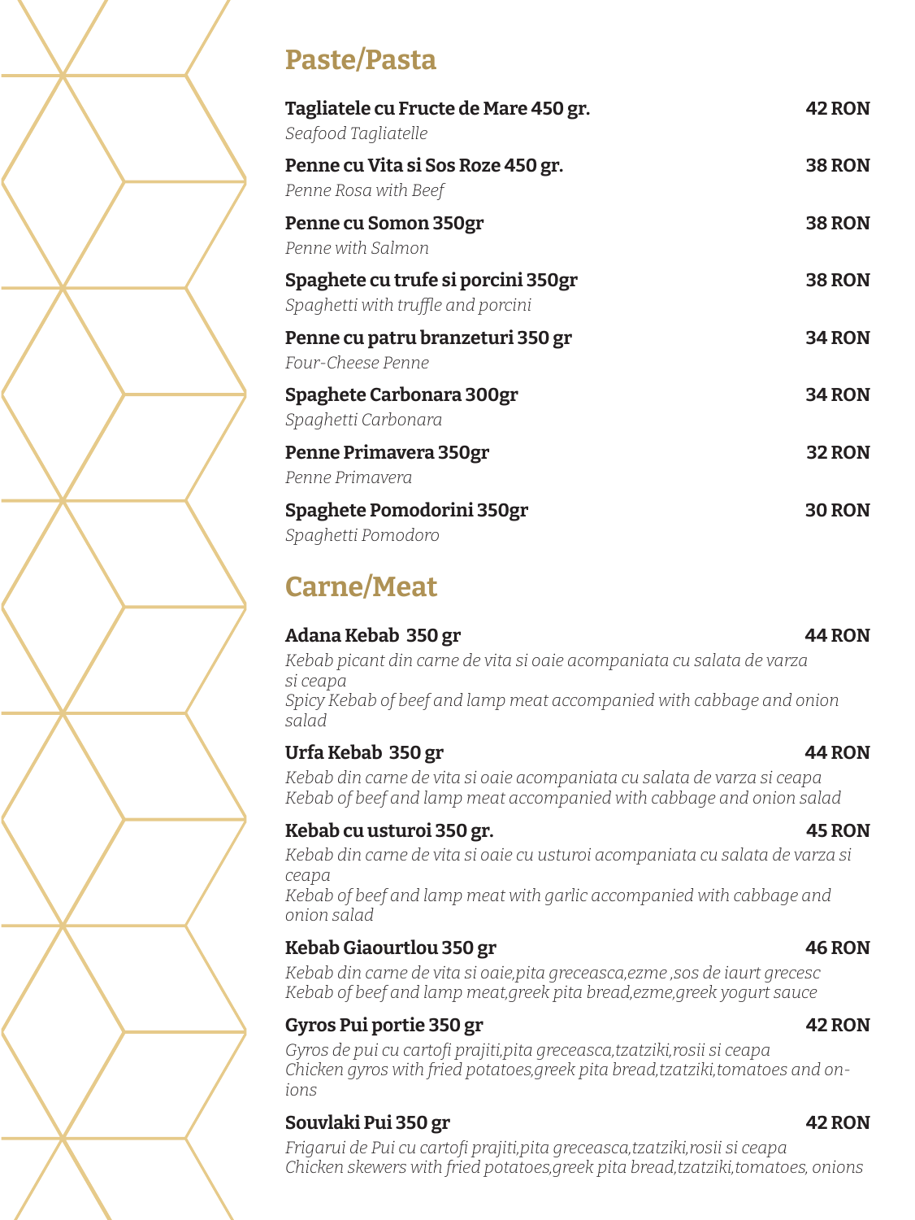## Paste/Pasta

**Tagliatele cu Fructe de Mare 450 gr.** **42 RON**
*Seafood Tagliatelle*

**Penne cu Vita si Sos Roze 450 gr.** **38 RON**
*Penne Rosa with Beef*

**Penne cu Somon 350gr** **38 RON**
*Penne with Salmon*

**Spaghete cu trufe si porcini 350gr** **38 RON**
*Spaghetti with truffle and porcini*

**Penne cu patru branzeturi 350 gr** **34 RON**
*Four-Cheese Penne*

**Spaghete Carbonara 300gr** **34 RON**
*Spaghetti Carbonara*

**Penne Primavera 350gr** **32 RON**
*Penne Primavera*

**Spaghete Pomodorini 350gr** **30 RON**
*Spaghetti Pomodoro*

## Carne/Meat

**Adana Kebab 350 gr** **44 RON**
*Kebab picant din carne de vita si oaie acompaniata cu salata de varza si ceapa*
*Spicy Kebab of beef and lamp meat accompanied with cabbage and onion salad*

**Urfa Kebab 350 gr** **44 RON**
*Kebab din carne de vita si oaie acompaniata cu salata de varza si ceapa*
*Kebab of beef and lamp meat accompanied with cabbage and onion salad*

**Kebab cu usturoi 350 gr.** **45 RON**
*Kebab din carne de vita si oaie cu usturoi acompaniata cu salata de varza si ceapa*
*Kebab of beef and lamp meat with garlic accompanied with cabbage and onion salad*

**Kebab Giaourtlou 350 gr** **46 RON**
*Kebab din carne de vita si oaie,pita greceasca,ezme ,sos de iaurt grecesc*
*Kebab of beef and lamp meat,greek pita bread,ezme,greek yogurt sauce*

**Gyros Pui portie 350 gr** **42 RON**
*Gyros de pui cu cartofi prajiti,pita greceasca,tzatziki,rosii si ceapa*
*Chicken gyros with fried potatoes,greek pita bread,tzatziki,tomatoes and onions*

**Souvlaki Pui 350 gr** **42 RON**
*Frigarui de Pui cu cartofi prajiti,pita greceasca,tzatziki,rosii si ceapa*
*Chicken skewers with fried potatoes,greek pita bread,tzatziki,tomatoes, onions*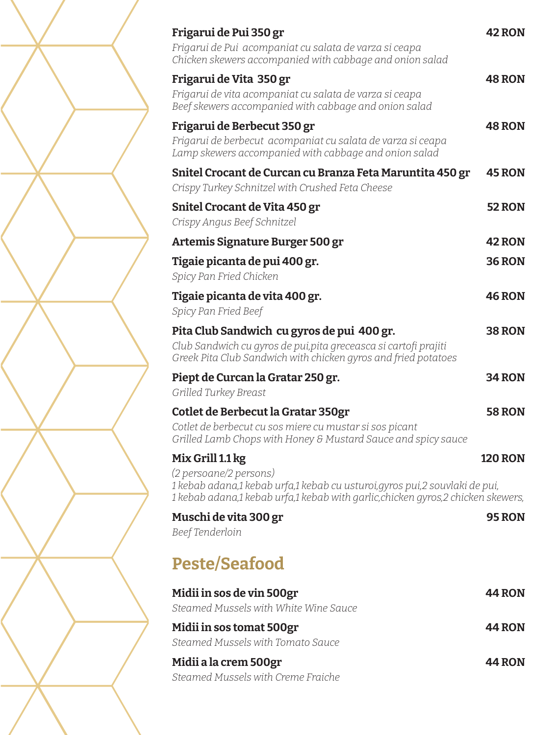**Frigarui de Pui 350 gr** **42 RON**
*Frigarui de Pui acompaniat cu salata de varza si ceapa*
*Chicken skewers accompanied with cabbage and onion salad*

**Frigarui de Vita 350 gr** **48 RON**
*Frigarui de vita acompaniat cu salata de varza si ceapa*
*Beef skewers accompanied with cabbage and onion salad*

**Frigarui de Berbecut 350 gr** **48 RON**
*Frigarui de berbecut acompaniat cu salata de varza si ceapa*
*Lamp skewers accompanied with cabbage and onion salad*

**Snitel Crocant de Curcan cu Branza Feta Maruntita 450 gr** **45 RON**
*Crispy Turkey Schnitzel with Crushed Feta Cheese*

**Snitel Crocant de Vita 450 gr** **52 RON**
*Crispy Angus Beef Schnitzel*

**Artemis Signature Burger 500 gr** **42 RON**

**Tigaie picanta de pui 400 gr.** **36 RON**
*Spicy Pan Fried Chicken*

**Tigaie picanta de vita 400 gr.** **46 RON**
*Spicy Pan Fried Beef*

**Pita Club Sandwich cu gyros de pui 400 gr.** **38 RON**
*Club Sandwich cu gyros de pui,pita greceasca si cartofi prajiti*
*Greek Pita Club Sandwich with chicken gyros and fried potatoes*

**Piept de Curcan la Gratar 250 gr.** **34 RON**
*Grilled Turkey Breast*

**Cotlet de Berbecut la Gratar 350gr** **58 RON**
*Cotlet de berbecut cu sos miere cu mustar si sos picant*
*Grilled Lamb Chops with Honey & Mustard Sauce and spicy sauce*

**Mix Grill 1.1 kg** **120 RON**
*(2 persoane/2 persons)*
*1 kebab adana,1 kebab urfa,1 kebab cu usturoi,gyros pui,2 souvlaki de pui,*
*1 kebab adana,1 kebab urfa,1 kebab with garlic,chicken gyros,2 chicken skewers,*

**Muschi de vita 300 gr** **95 RON**
*Beef Tenderloin*

## Peste/Seafood

**Midii in sos de vin 500gr** **44 RON**
*Steamed Mussels with White Wine Sauce*

**Midii in sos tomat 500gr** **44 RON**
*Steamed Mussels with Tomato Sauce*

**Midii a la crem 500gr** **44 RON**
*Steamed Mussels with Creme Fraiche*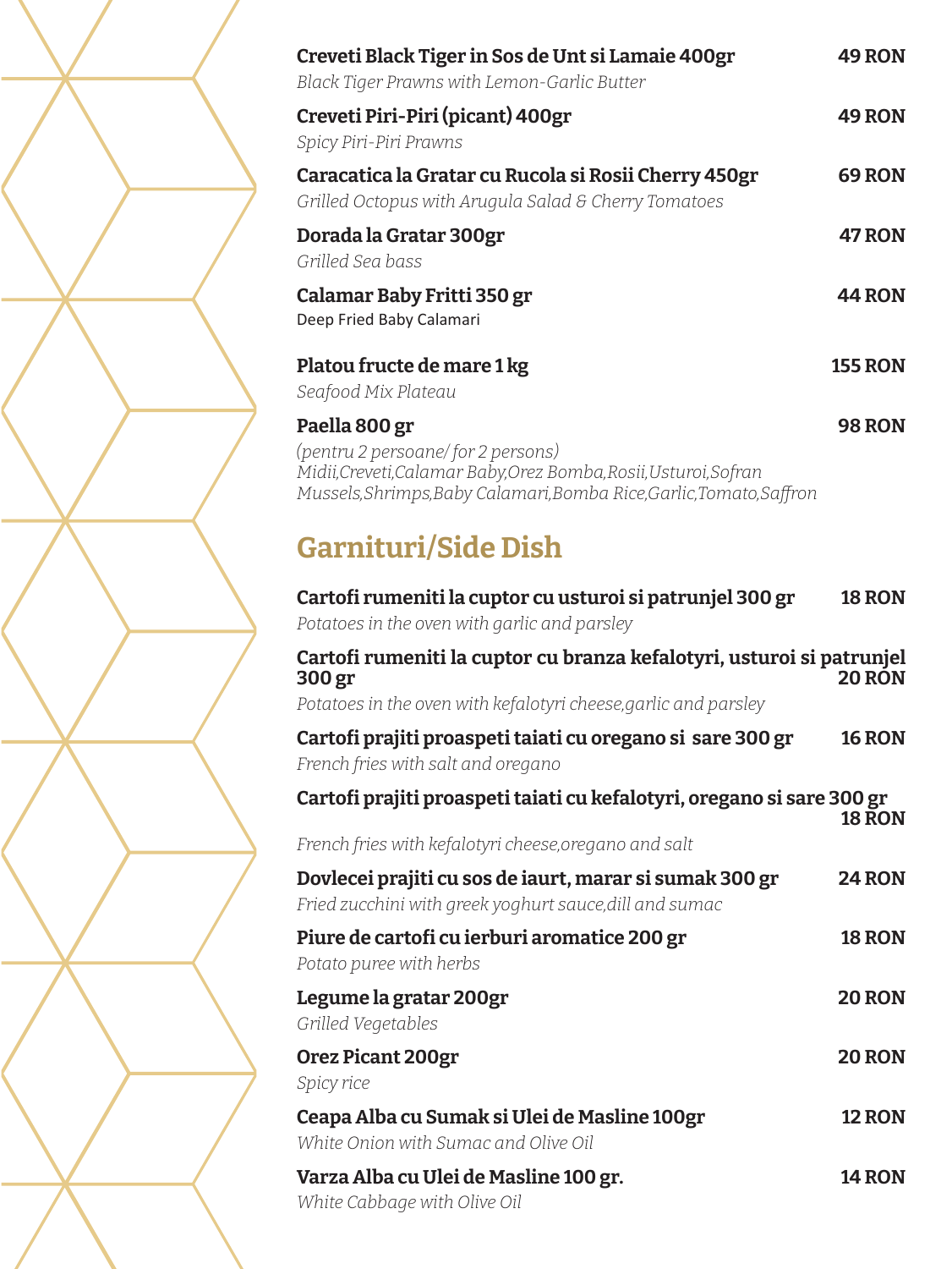**Creveti Black Tiger in Sos de Unt si Lamaie 400gr** — **49 RON**
*Black Tiger Prawns with Lemon-Garlic Butter*

**Creveti Piri-Piri (picant) 400gr** — **49 RON**
*Spicy Piri-Piri Prawns*

**Caracatica la Gratar cu Rucola si Rosii Cherry 450gr** — **69 RON**
*Grilled Octopus with Arugula Salad & Cherry Tomatoes*

**Dorada la Gratar 300gr** — **47 RON**
*Grilled Sea bass*

**Calamar Baby Fritti 350 gr** — **44 RON**
Deep Fried Baby Calamari

**Platou fructe de mare 1 kg** — **155 RON**
*Seafood Mix Plateau*

**Paella 800 gr** — **98 RON**
*(pentru 2 persoane/ for 2 persons)*
*Midii,Creveti,Calamar Baby,Orez Bomba,Rosii,Usturoi,Sofran*
*Mussels,Shrimps,Baby Calamari,Bomba Rice,Garlic,Tomato,Saffron*

## Garnituri/Side Dish

**Cartofi rumeniti la cuptor cu usturoi si patrunjel 300 gr** — **18 RON**
*Potatoes in the oven with garlic and parsley*

**Cartofi rumeniti la cuptor cu branza kefalotyri, usturoi si patrunjel 300 gr** — **20 RON**
*Potatoes in the oven with kefalotyri cheese,garlic and parsley*

**Cartofi prajiti proaspeti taiati cu oregano si sare 300 gr** — **16 RON**
*French fries with salt and oregano*

**Cartofi prajiti proaspeti taiati cu kefalotyri, oregano si sare 300 gr** — **18 RON**
*French fries with kefalotyri cheese,oregano and salt*

**Dovlecei prajiti cu sos de iaurt, marar si sumak 300 gr** — **24 RON**
*Fried zucchini with greek yoghurt sauce,dill and sumac*

**Piure de cartofi cu ierburi aromatice 200 gr** — **18 RON**
*Potato puree with herbs*

**Legume la gratar 200gr** — **20 RON**
*Grilled Vegetables*

**Orez Picant 200gr** — **20 RON**
*Spicy rice*

**Ceapa Alba cu Sumak si Ulei de Masline 100gr** — **12 RON**
*White Onion with Sumac and Olive Oil*

**Varza Alba cu Ulei de Masline 100 gr.** — **14 RON**
*White Cabbage with Olive Oil*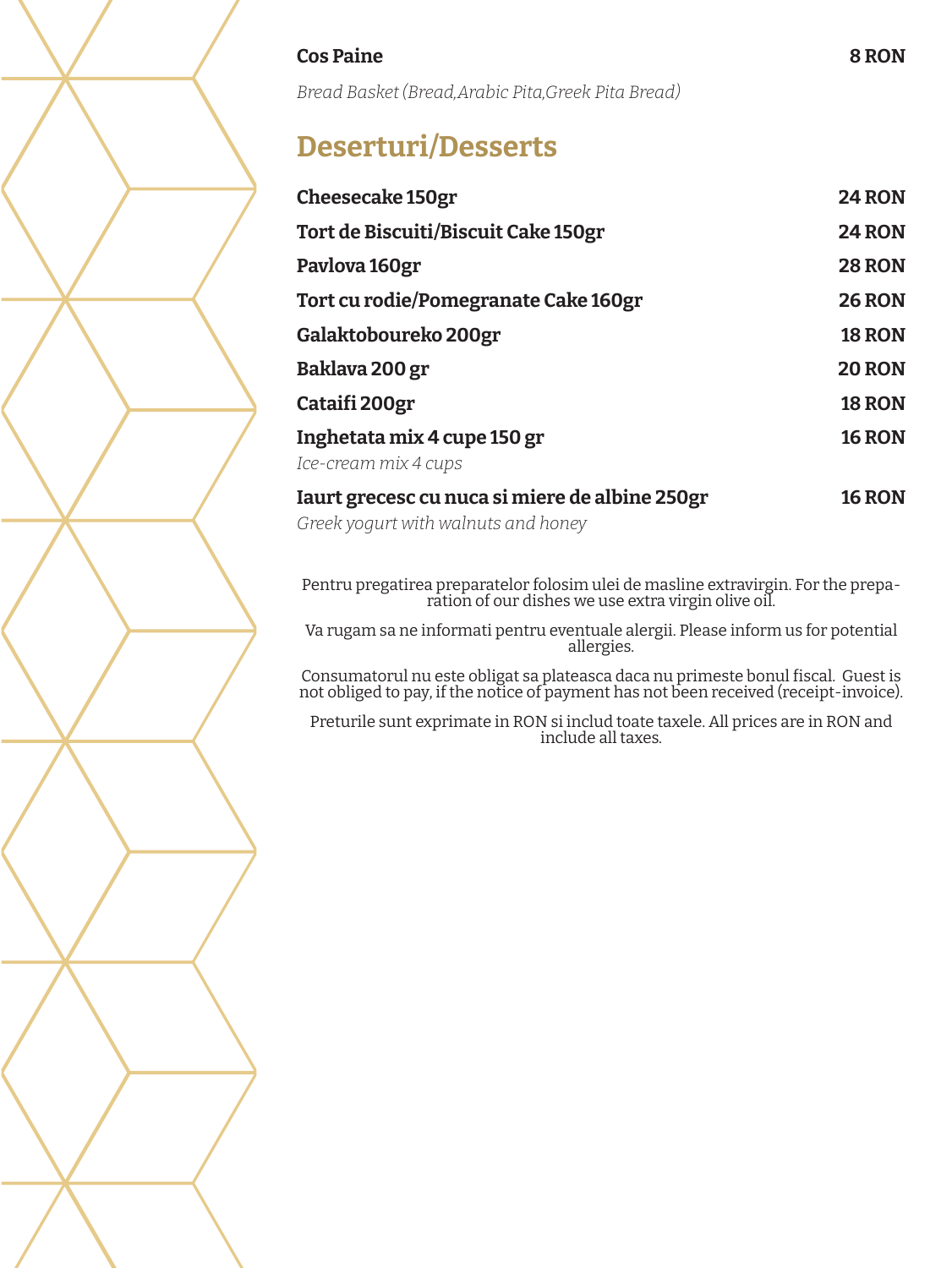**Cos Paine** **8 RON**

*Bread Basket (Bread,Arabic Pita,Greek Pita Bread)*

## Deserturi/Desserts

**Cheesecake 150gr** **24 RON**

**Tort de Biscuiti/Biscuit Cake 150gr** **24 RON**

**Pavlova 160gr** **28 RON**

**Tort cu rodie/Pomegranate Cake 160gr** **26 RON**

**Galaktoboureko 200gr** **18 RON**

**Baklava 200 gr** **20 RON**

**Cataifi 200gr** **18 RON**

**Inghetata mix 4 cupe 150 gr** **16 RON**

*Ice-cream mix 4 cups*

**Iaurt grecesc cu nuca si miere de albine 250gr** **16 RON**

*Greek yogurt with walnuts and honey*

Pentru pregatirea preparatelor folosim ulei de masline extravirgin. For the preparation of our dishes we use extra virgin olive oil.

Va rugam sa ne informati pentru eventuale alergii. Please inform us for potential allergies.

Consumatorul nu este obligat sa plateasca daca nu primeste bonul fiscal. Guest is not obliged to pay, if the notice of payment has not been received (receipt-invoice).

Preturile sunt exprimate in RON si includ toate taxele. All prices are in RON and include all taxes.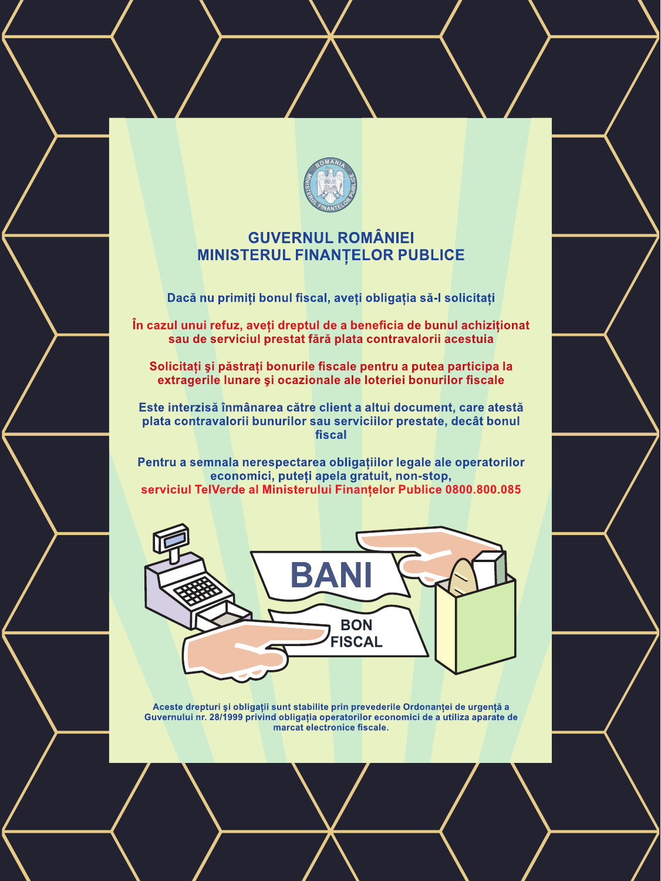# GUVERNUL ROMÂNIEI
# MINISTERUL FINANȚELOR PUBLICE

**Dacă nu primiți bonul fiscal, aveți obligația să-l solicitați**

**În cazul unui refuz, aveți dreptul de a beneficia de bunul achiziționat sau de serviciul prestat fără plata contravalorii acestuia**

**Solicitați şi păstrați bonurile fiscale pentru a putea participa la extragerile lunare şi ocazionale ale loteriei bonurilor fiscale**

**Este interzisă înmânarea către client a altui document, care atestă plata contravalorii bunurilor sau serviciilor prestate, decât bonul fiscal**

**Pentru a semnala nerespectarea obligațiilor legale ale operatorilor economici, puteți apela gratuit, non-stop, serviciul TelVerde al Ministerului Finanțelor Publice 0800.800.085**

BANI

BON FISCAL

**Aceste drepturi şi obligații sunt stabilite prin prevederile Ordonanței de urgență a Guvernului nr. 28/1999 privind obligația operatorilor economici de a utiliza aparate de marcat electronice fiscale.**